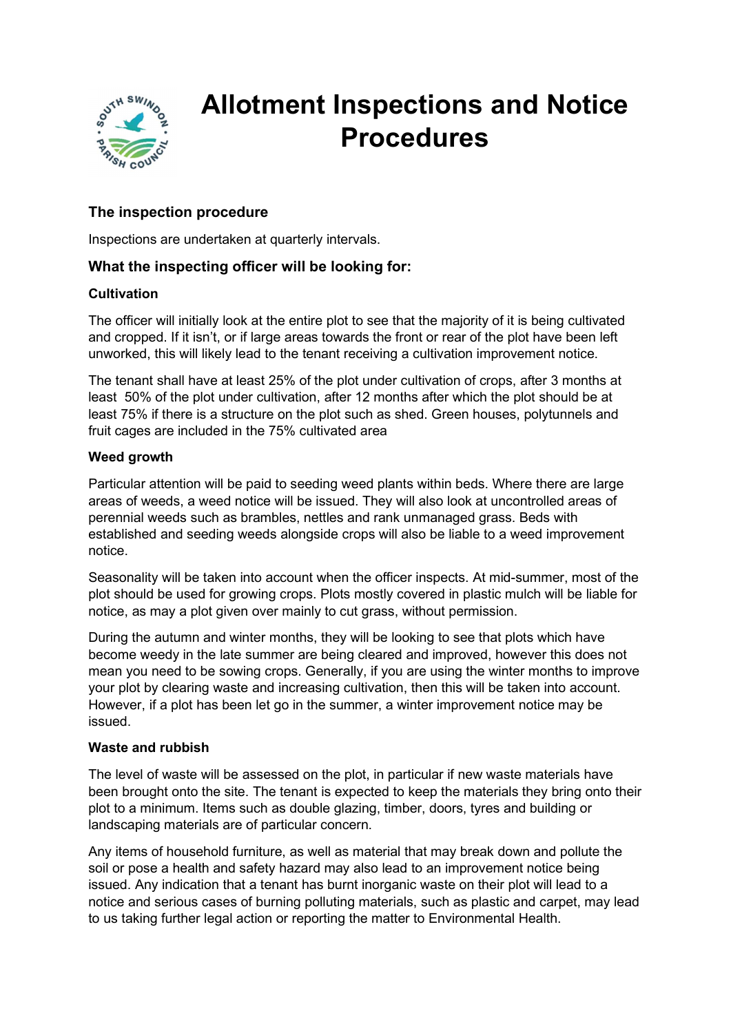# Allotment Inspections and Notice Procedures

### The inspection procedure

Inspections are undertaken at quarterly intervals.

### What the inspecting officer will be looking for:

#### Cultivation

The officer will initially look at the entire plot to see that the majority of it is being cultivated and cropped. If it isn't, or if large areas towards the front or rear of the plot have been left unworked, this will likely lead to the tenant receiving a cultivation improvement notice.

The tenant shall have at least 25% of the plot under cultivation of crops, after 3 months at least 50% of the plot under cultivation, after 12 months after which the plot should be at least 75% if there is a structure on the plot such as shed. Green houses, polytunnels and fruit cages are included in the 75% cultivated area

#### Weed growth

Particular attention will be paid to seeding weed plants within beds. Where there are large areas of weeds, a weed notice will be issued. They will also look at uncontrolled areas of perennial weeds such as brambles, nettles and rank unmanaged grass. Beds with established and seeding weeds alongside crops will also be liable to a weed improvement notice.

Seasonality will be taken into account when the officer inspects. At mid-summer, most of the plot should be used for growing crops. Plots mostly covered in plastic mulch will be liable for notice, as may a plot given over mainly to cut grass, without permission.

During the autumn and winter months, they will be looking to see that plots which have become weedy in the late summer are being cleared and improved, however this does not mean you need to be sowing crops. Generally, if you are using the winter months to improve your plot by clearing waste and increasing cultivation, then this will be taken into account. However, if a plot has been let go in the summer, a winter improvement notice may be issued.

#### Waste and rubbish

The level of waste will be assessed on the plot, in particular if new waste materials have been brought onto the site. The tenant is expected to keep the materials they bring onto their plot to a minimum. Items such as double glazing, timber, doors, tyres and building or landscaping materials are of particular concern.

Any items of household furniture, as well as material that may break down and pollute the soil or pose a health and safety hazard may also lead to an improvement notice being issued. Any indication that a tenant has burnt inorganic waste on their plot will lead to a notice and serious cases of burning polluting materials, such as plastic and carpet, may lead to us taking further legal action or reporting the matter to Environmental Health.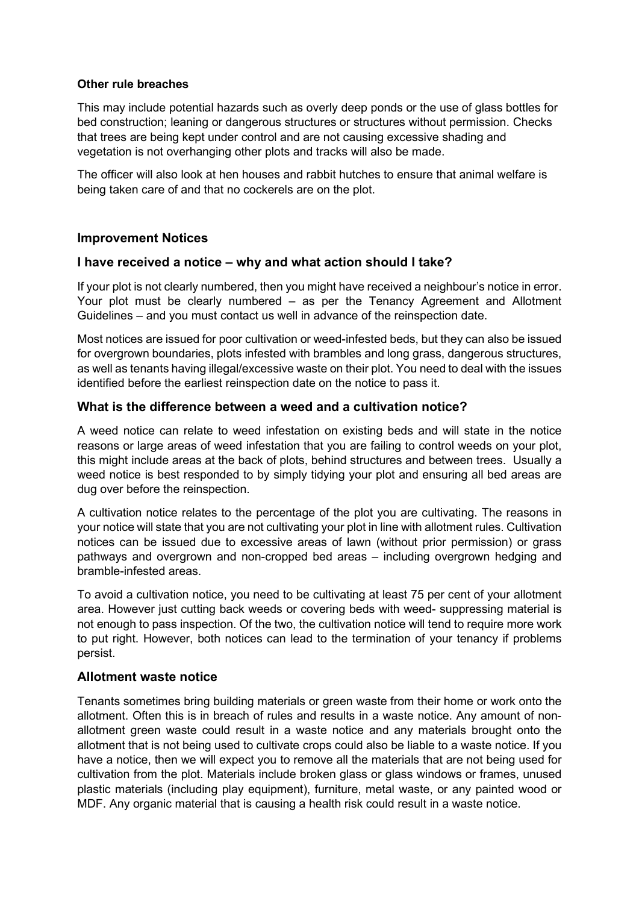**Other rule breaches**

This may include potential hazards such as overly deep ponds or the use of glass bottles for bed construction; leaning or dangerous structures or structures without permission. Checks that trees are being kept under control and are not causing excessive shading and vegetation is not overhanging other plots and tracks will also be made.

The officer will also look at hen houses and rabbit hutches to ensure that animal welfare is being taken care of and that no cockerels are on the plot.

## Improvement Notices

### I have received a notice – why and what action should I take?

If your plot is not clearly numbered, then you might have received a neighbour's notice in error. Your plot must be clearly numbered – as per the Tenancy Agreement and Allotment Guidelines – and you must contact us well in advance of the reinspection date.

Most notices are issued for poor cultivation or weed-infested beds, but they can also be issued for overgrown boundaries, plots infested with brambles and long grass, dangerous structures, as well as tenants having illegal/excessive waste on their plot. You need to deal with the issues identified before the earliest reinspection date on the notice to pass it.

### What is the difference between a weed and a cultivation notice?

A weed notice can relate to weed infestation on existing beds and will state in the notice reasons or large areas of weed infestation that you are failing to control weeds on your plot, this might include areas at the back of plots, behind structures and between trees. Usually a weed notice is best responded to by simply tidying your plot and ensuring all bed areas are dug over before the reinspection.

A cultivation notice relates to the percentage of the plot you are cultivating. The reasons in your notice will state that you are not cultivating your plot in line with allotment rules. Cultivation notices can be issued due to excessive areas of lawn (without prior permission) or grass pathways and overgrown and non-cropped bed areas – including overgrown hedging and bramble-infested areas.

To avoid a cultivation notice, you need to be cultivating at least 75 per cent of your allotment area. However just cutting back weeds or covering beds with weed- suppressing material is not enough to pass inspection. Of the two, the cultivation notice will tend to require more work to put right. However, both notices can lead to the termination of your tenancy if problems persist.

### Allotment waste notice

Tenants sometimes bring building materials or green waste from their home or work onto the allotment. Often this is in breach of rules and results in a waste notice. Any amount of non-allotment green waste could result in a waste notice and any materials brought onto the allotment that is not being used to cultivate crops could also be liable to a waste notice. If you have a notice, then we will expect you to remove all the materials that are not being used for cultivation from the plot. Materials include broken glass or glass windows or frames, unused plastic materials (including play equipment), furniture, metal waste, or any painted wood or MDF. Any organic material that is causing a health risk could result in a waste notice.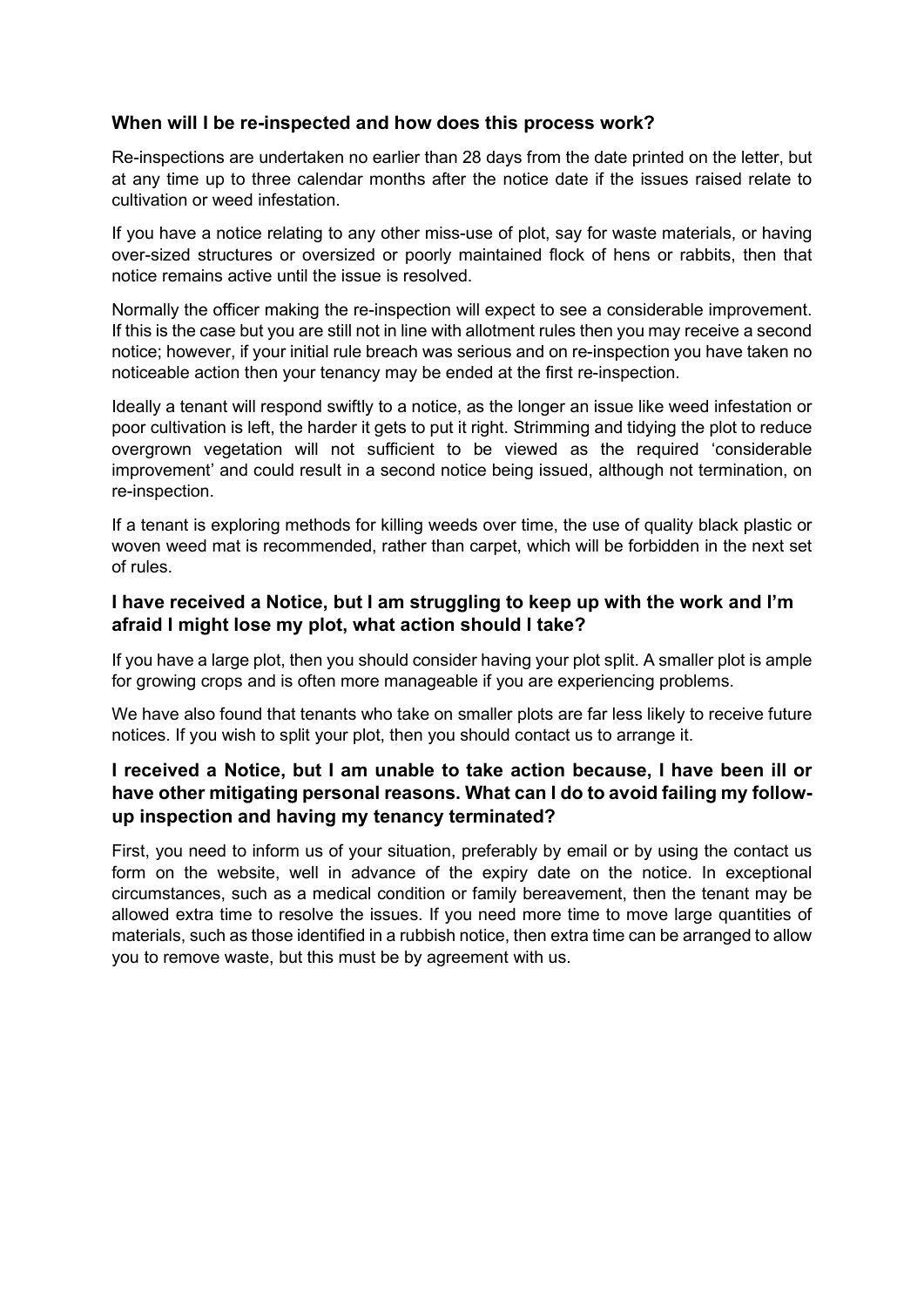### When will I be re-inspected and how does this process work?

Re-inspections are undertaken no earlier than 28 days from the date printed on the letter, but at any time up to three calendar months after the notice date if the issues raised relate to cultivation or weed infestation.

If you have a notice relating to any other miss-use of plot, say for waste materials, or having over-sized structures or oversized or poorly maintained flock of hens or rabbits, then that notice remains active until the issue is resolved.

Normally the officer making the re-inspection will expect to see a considerable improvement. If this is the case but you are still not in line with allotment rules then you may receive a second notice; however, if your initial rule breach was serious and on re-inspection you have taken no noticeable action then your tenancy may be ended at the first re-inspection.

Ideally a tenant will respond swiftly to a notice, as the longer an issue like weed infestation or poor cultivation is left, the harder it gets to put it right. Strimming and tidying the plot to reduce overgrown vegetation will not sufficient to be viewed as the required 'considerable improvement' and could result in a second notice being issued, although not termination, on re-inspection.

If a tenant is exploring methods for killing weeds over time, the use of quality black plastic or woven weed mat is recommended, rather than carpet, which will be forbidden in the next set of rules.

### I have received a Notice, but I am struggling to keep up with the work and I'm afraid I might lose my plot, what action should I take?

If you have a large plot, then you should consider having your plot split. A smaller plot is ample for growing crops and is often more manageable if you are experiencing problems.

We have also found that tenants who take on smaller plots are far less likely to receive future notices. If you wish to split your plot, then you should contact us to arrange it.

### I received a Notice, but I am unable to take action because, I have been ill or have other mitigating personal reasons. What can I do to avoid failing my follow-up inspection and having my tenancy terminated?

First, you need to inform us of your situation, preferably by email or by using the contact us form on the website, well in advance of the expiry date on the notice. In exceptional circumstances, such as a medical condition or family bereavement, then the tenant may be allowed extra time to resolve the issues. If you need more time to move large quantities of materials, such as those identified in a rubbish notice, then extra time can be arranged to allow you to remove waste, but this must be by agreement with us.